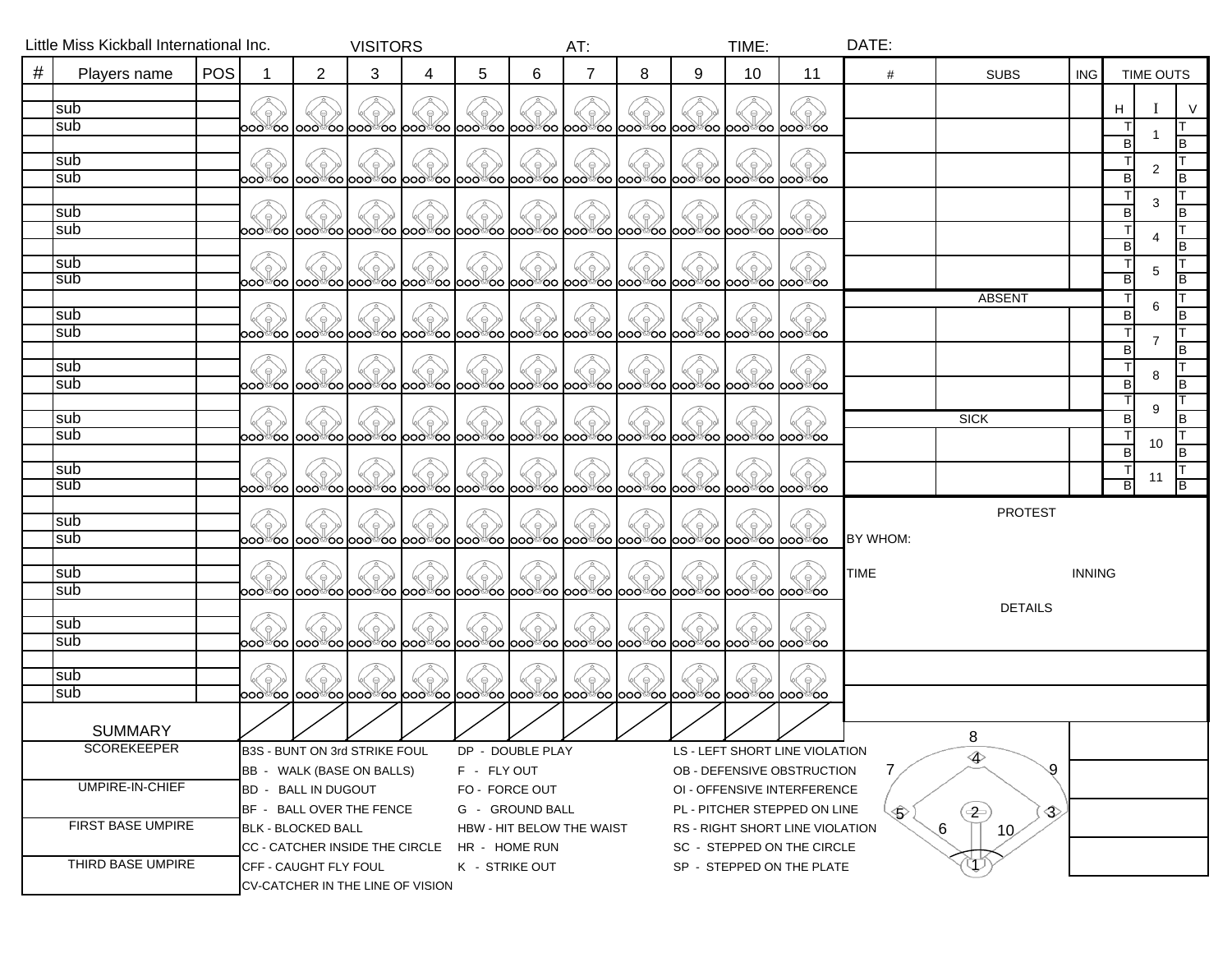Little Miss Kickball International Inc. VISITORS AT: TIME: DATE:

| # | Players name | POS | 1 | 2 | 3 | 4 | 5 | 6 | 7 | 8 | 9 | 10 | 11 |
|---|---|---|---|---|---|---|---|---|---|---|---|---|---|
| | | | | | | | | | | | | | |
| | sub | | | | | | | | | | | | |
| | sub | | | | | | | | | | | | |
| | | | | | | | | | | | | | |
| | sub | | | | | | | | | | | | |
| | sub | | | | | | | | | | | | |
| | | | | | | | | | | | | | |
| | sub | | | | | | | | | | | | |
| | sub | | | | | | | | | | | | |
| | | | | | | | | | | | | | |
| | sub | | | | | | | | | | | | |
| | sub | | | | | | | | | | | | |
| | | | | | | | | | | | | | |
| | sub | | | | | | | | | | | | |
| | sub | | | | | | | | | | | | |
| | | | | | | | | | | | | | |
| | sub | | | | | | | | | | | | |
| | sub | | | | | | | | | | | | |
| | | | | | | | | | | | | | |
| | sub | | | | | | | | | | | | |
| | sub | | | | | | | | | | | | |
| | | | | | | | | | | | | | |
| | sub | | | | | | | | | | | | |
| | sub | | | | | | | | | | | | |
| | | | | | | | | | | | | | |
| | sub | | | | | | | | | | | | |
| | sub | | | | | | | | | | | | |
| | | | | | | | | | | | | | |
| | sub | | | | | | | | | | | | |
| | sub | | | | | | | | | | | | |
| | | | | | | | | | | | | | |
| | sub | | | | | | | | | | | | |
| | sub | | | | | | | | | | | | |
| | | | | | | | | | | | | | |
| | sub | | | | | | | | | | | | |
| | sub | | | | | | | | | | | | |
| SUMMARY | | | | | | | | | | | | | |

| # | SUBS | ING |
|---|---|---|
| | | |
| | | |
| | | |
| | | |
| | | |

| ABSENT | | |
|---|---|---|
| | | |
| | | |
| | | |

| SICK | | |
|---|---|---|
| | | |
| | | |

| TIME OUTS | | |
|---|---|---|
| H | I | V |
| T / B | 1 | T / B |
| T / B | 2 | T / B |
| T / B | 3 | T / B |
| T / B | 4 | T / B |
| T / B | 5 | T / B |
| T / B | 6 | T / B |
| T / B | 7 | T / B |
| T / B | 8 | T / B |
| T / B | 9 | T / B |
| T / B | 10 | T / B |
| T / B | 11 | T / B |

PROTEST

BY WHOM:

TIME INNING

DETAILS

SCOREKEEPER

UMPIRE-IN-CHIEF

FIRST BASE UMPIRE

THIRD BASE UMPIRE

B3S - BUNT ON 3rd STRIKE FOUL
BB - WALK (BASE ON BALLS)
BD - BALL IN DUGOUT
BF - BALL OVER THE FENCE
BLK - BLOCKED BALL
CC - CATCHER INSIDE THE CIRCLE
CFF - CAUGHT FLY FOUL
CV-CATCHER IN THE LINE OF VISION

DP - DOUBLE PLAY
F - FLY OUT
FO - FORCE OUT
G - GROUND BALL
HBW - HIT BELOW THE WAIST
HR - HOME RUN
K - STRIKE OUT

LS - LEFT SHORT LINE VIOLATION
OB - DEFENSIVE OBSTRUCTION
OI - OFFENSIVE INTERFERENCE
PL - PITCHER STEPPED ON LINE
RS - RIGHT SHORT LINE VIOLATION
SC - STEPPED ON THE CIRCLE
SP - STEPPED ON THE PLATE

8 7 4 9 5 2 3 6 10 1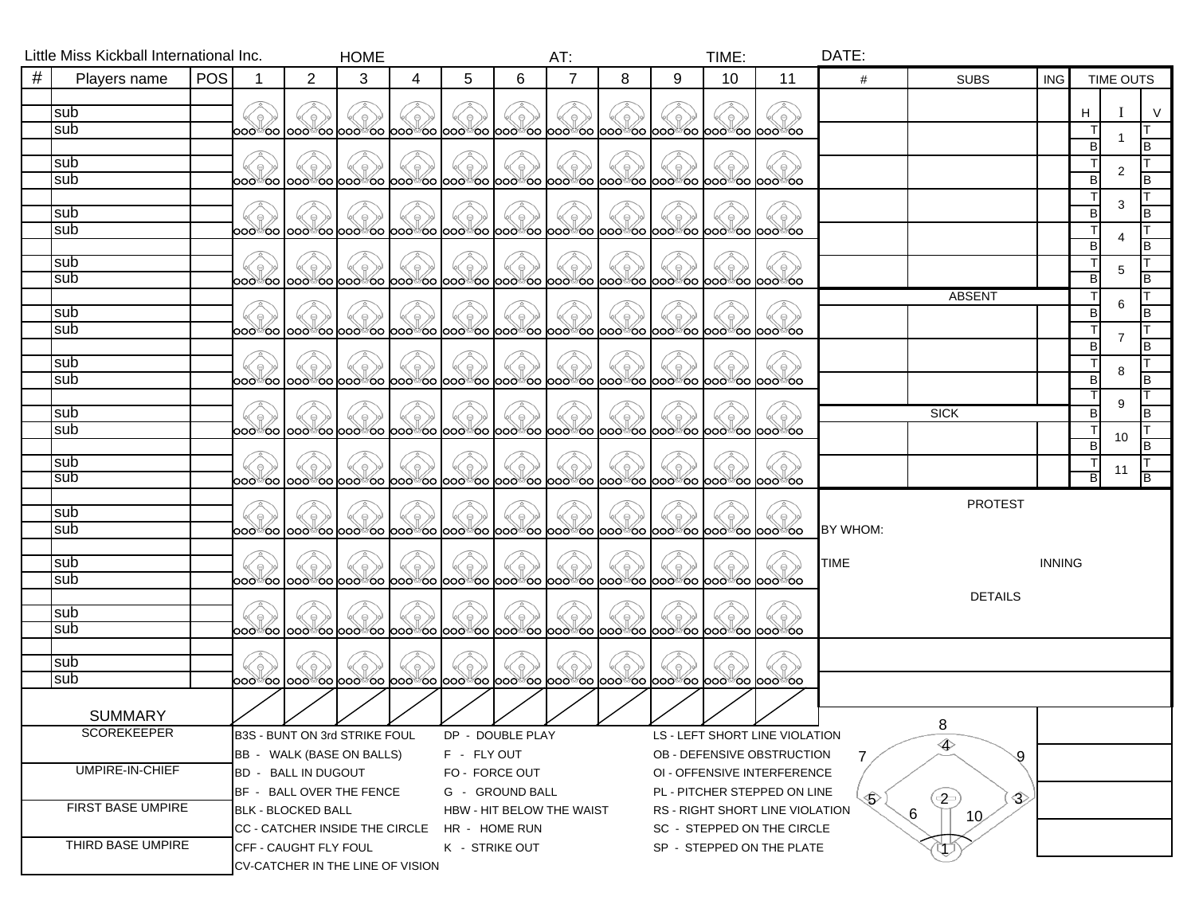Little Miss Kickball International Inc. HOME AT: TIME: DATE:

| # | Players name | POS | 1 | 2 | 3 | 4 | 5 | 6 | 7 | 8 | 9 | 10 | 11 |
|---|---|---|---|---|---|---|---|---|---|---|---|---|---|
| | | | | | | | | | | | | | |
| | sub | | | | | | | | | | | | |
| | sub | | | | | | | | | | | | |
| | | | | | | | | | | | | | |
| | sub | | | | | | | | | | | | |
| | sub | | | | | | | | | | | | |
| | | | | | | | | | | | | | |
| | sub | | | | | | | | | | | | |
| | sub | | | | | | | | | | | | |
| | | | | | | | | | | | | | |
| | sub | | | | | | | | | | | | |
| | sub | | | | | | | | | | | | |
| | | | | | | | | | | | | | |
| | sub | | | | | | | | | | | | |
| | sub | | | | | | | | | | | | |
| | | | | | | | | | | | | | |
| | sub | | | | | | | | | | | | |
| | sub | | | | | | | | | | | | |
| | | | | | | | | | | | | | |
| | sub | | | | | | | | | | | | |
| | sub | | | | | | | | | | | | |
| | | | | | | | | | | | | | |
| | sub | | | | | | | | | | | | |
| | sub | | | | | | | | | | | | |
| | | | | | | | | | | | | | |
| | sub | | | | | | | | | | | | |
| | sub | | | | | | | | | | | | |
| | | | | | | | | | | | | | |
| | sub | | | | | | | | | | | | |
| | sub | | | | | | | | | | | | |
| | | | | | | | | | | | | | |
| | sub | | | | | | | | | | | | |
| | sub | | | | | | | | | | | | |
| | | | | | | | | | | | | | |
| | sub | | | | | | | | | | | | |
| | sub | | | | | | | | | | | | |
| SUMMARY | | | | | | | | | | | | | |

| # | SUBS | ING |
|---|---|---|
| | | |
| | | |
| | | |
| | | |
| | | |
| | | |

ABSENT

| | | |
|---|---|---|
| | | |
| | | |
| | | |

SICK

| | | |
|---|---|---|
| | | |
| | | |

TIME OUTS

| H | I | V |
|---|---|---|
| T / B | 1 | T / B |
| T / B | 2 | T / B |
| T / B | 3 | T / B |
| T / B | 4 | T / B |
| T / B | 5 | T / B |
| T / B | 6 | T / B |
| T / B | 7 | T / B |
| T / B | 8 | T / B |
| T / B | 9 | T / B |
| T / B | 10 | T / B |
| T / B | 11 | T / B |

PROTEST

BY WHOM:

TIME INNING

DETAILS

SCOREKEEPER

UMPIRE-IN-CHIEF

FIRST BASE UMPIRE

THIRD BASE UMPIRE

- B3S - BUNT ON 3rd STRIKE FOUL
- BB - WALK (BASE ON BALLS)
- BD - BALL IN DUGOUT
- BF - BALL OVER THE FENCE
- BLK - BLOCKED BALL
- CC - CATCHER INSIDE THE CIRCLE
- CFF - CAUGHT FLY FOUL
- CV-CATCHER IN THE LINE OF VISION
- DP - DOUBLE PLAY
- F - FLY OUT
- FO - FORCE OUT
- G - GROUND BALL
- HBW - HIT BELOW THE WAIST
- HR - HOME RUN
- K - STRIKE OUT
- LS - LEFT SHORT LINE VIOLATION
- OB - DEFENSIVE OBSTRUCTION
- OI - OFFENSIVE INTERFERENCE
- PL - PITCHER STEPPED ON LINE
- RS - RIGHT SHORT LINE VIOLATION
- SC - STEPPED ON THE CIRCLE
- SP - STEPPED ON THE PLATE

8 4 7 9 5 2 3 6 10 1